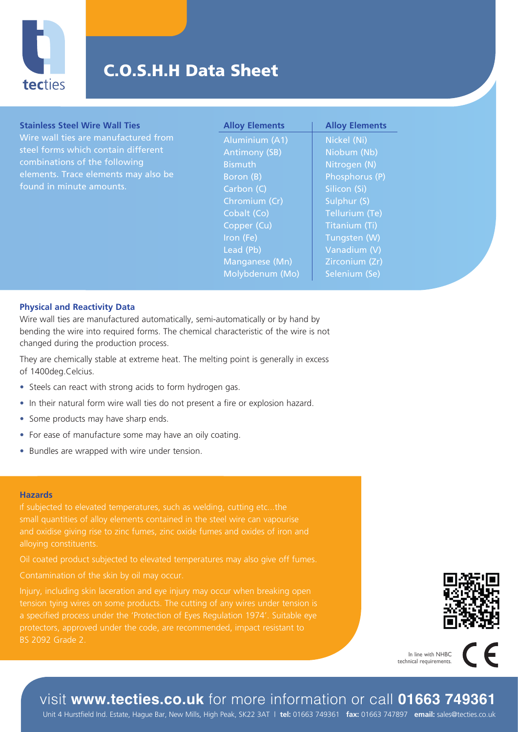tecties

# C.O.S.H.H Data Sheet

### Stainless Steel Wire Wall Ties

Wire wall ties are manufactured from steel forms which contain different combinations of the following elements. Trace elements may also be found in minute amounts.

| Alloy Elements | Alloy Elements |
|---|---|
| Aluminium (A1) | Nickel (Ni) |
| Antimony (SB) | Niobum (Nb) |
| Bismuth | Nitrogen (N) |
| Boron (B) | Phosphorus (P) |
| Carbon (C) | Silicon (Si) |
| Chromium (Cr) | Sulphur (S) |
| Cobalt (Co) | Tellurium (Te) |
| Copper (Cu) | Titanium (Ti) |
| Iron (Fe) | Tungsten (W) |
| Lead (Pb) | Vanadium (V) |
| Manganese (Mn) | Zirconium (Zr) |
| Molybdenum (Mo) | Selenium (Se) |

### Physical and Reactivity Data

Wire wall ties are manufactured automatically, semi-automatically or by hand by bending the wire into required forms. The chemical characteristic of the wire is not changed during the production process.

They are chemically stable at extreme heat. The melting point is generally in excess of 1400deg.Celcius.

- Steels can react with strong acids to form hydrogen gas.
- In their natural form wire wall ties do not present a fire or explosion hazard.
- Some products may have sharp ends.
- For ease of manufacture some may have an oily coating.
- Bundles are wrapped with wire under tension.

### Hazards

if subjected to elevated temperatures, such as welding, cutting etc...the small quantities of alloy elements contained in the steel wire can vapourise and oxidise giving rise to zinc fumes, zinc oxide fumes and oxides of iron and alloying constituents.

Oil coated product subjected to elevated temperatures may also give off fumes.

Contamination of the skin by oil may occur.

Injury, including skin laceration and eye injury may occur when breaking open tension tying wires on some products. The cutting of any wires under tension is a specified process under the 'Protection of Eyes Regulation 1974'. Suitable eye protectors, approved under the code, are recommended, impact resistant to BS 2092 Grade 2.

In line with NHBC technical requirements.

visit **www.tecties.co.uk** for more information or call **01663 749361**

Unit 4 Hurstfield Ind. Estate, Hague Bar, New Mills, High Peak, SK22 3AT | **tel:** 01663 749361 **fax:** 01663 747897 **email:** sales@tecties.co.uk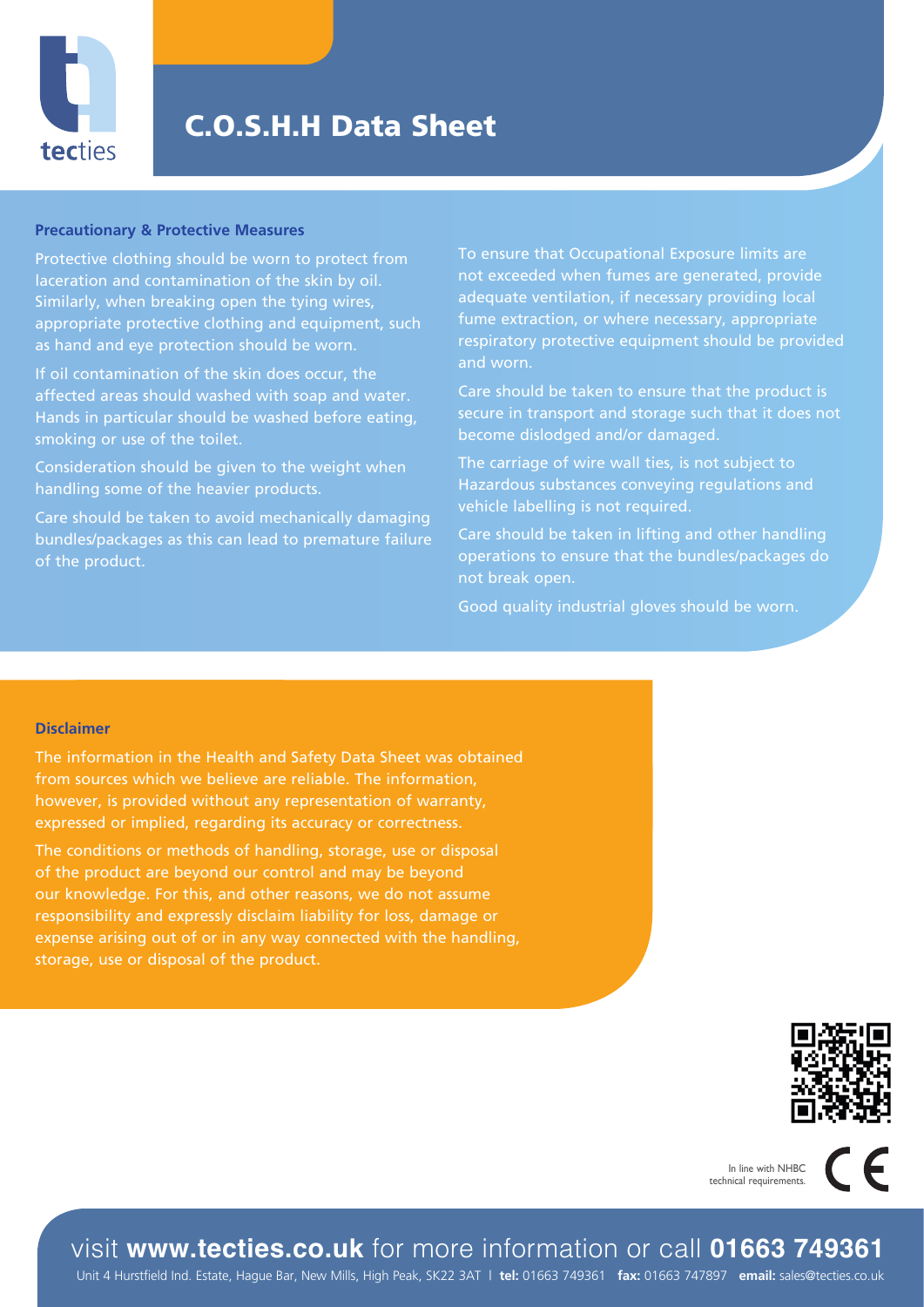tecties

# C.O.S.H.H Data Sheet

### Precautionary & Protective Measures

Protective clothing should be worn to protect from laceration and contamination of the skin by oil. Similarly, when breaking open the tying wires, appropriate protective clothing and equipment, such as hand and eye protection should be worn.

If oil contamination of the skin does occur, the affected areas should washed with soap and water. Hands in particular should be washed before eating, smoking or use of the toilet.

Consideration should be given to the weight when handling some of the heavier products.

Care should be taken to avoid mechanically damaging bundles/packages as this can lead to premature failure of the product.

To ensure that Occupational Exposure limits are not exceeded when fumes are generated, provide adequate ventilation, if necessary providing local fume extraction, or where necessary, appropriate respiratory protective equipment should be provided and worn.

Care should be taken to ensure that the product is secure in transport and storage such that it does not become dislodged and/or damaged.

The carriage of wire wall ties, is not subject to Hazardous substances conveying regulations and vehicle labelling is not required.

Care should be taken in lifting and other handling operations to ensure that the bundles/packages do not break open.

Good quality industrial gloves should be worn.

### Disclaimer

The information in the Health and Safety Data Sheet was obtained from sources which we believe are reliable. The information, however, is provided without any representation of warranty, expressed or implied, regarding its accuracy or correctness.

The conditions or methods of handling, storage, use or disposal of the product are beyond our control and may be beyond our knowledge. For this, and other reasons, we do not assume responsibility and expressly disclaim liability for loss, damage or expense arising out of or in any way connected with the handling, storage, use or disposal of the product.

In line with NHBC technical requirements.

CE

visit **www.tecties.co.uk** for more information or call **01663 749361**

Unit 4 Hurstfield Ind. Estate, Hague Bar, New Mills, High Peak, SK22 3AT | **tel:** 01663 749361 **fax:** 01663 747897 **email:** sales@tecties.co.uk